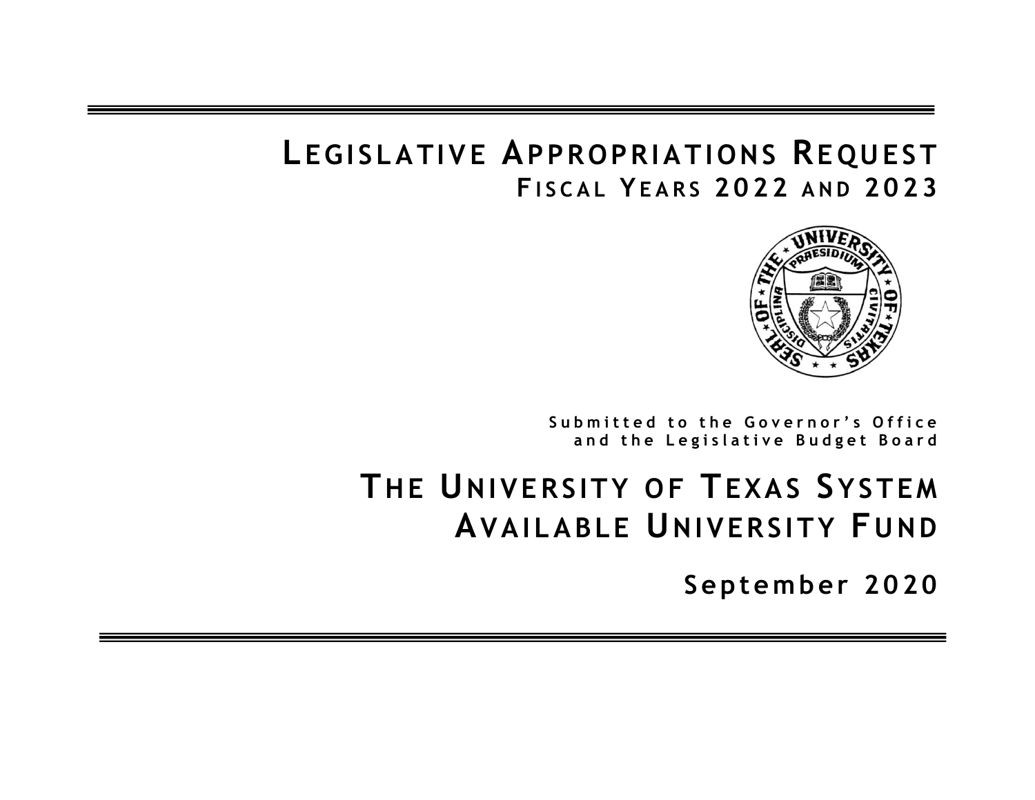# Legislative Appropriations Request
## Fiscal Years 2022 and 2023

Submitted to the Governor's Office and the Legislative Budget Board

# The University of Texas System Available University Fund

**September 2020**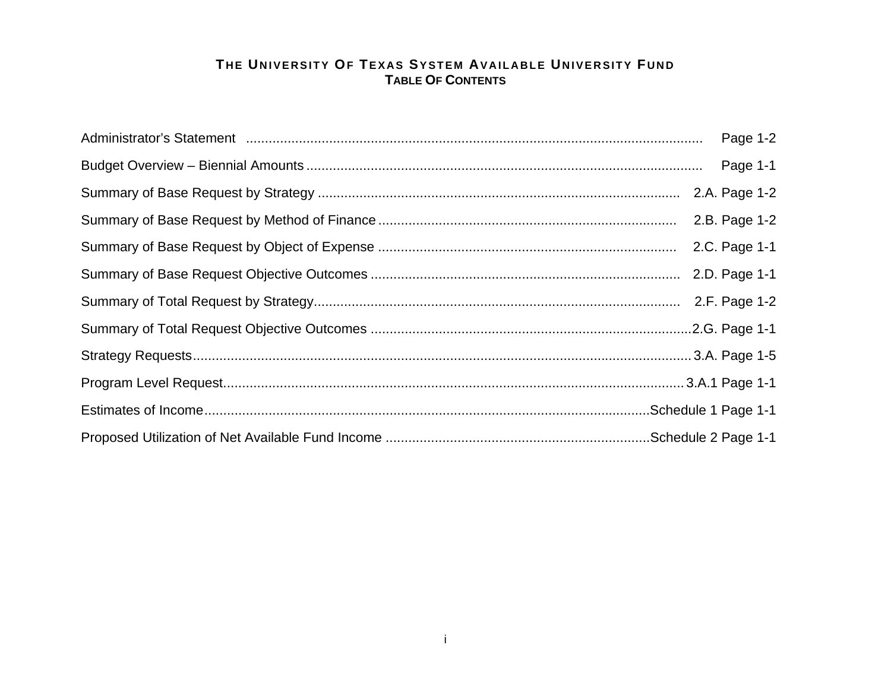# THE UNIVERSITY OF TEXAS SYSTEM AVAILABLE UNIVERSITY FUND
## TABLE OF CONTENTS

| | |
|---|---|
| Administrator's Statement | Page 1-2 |
| Budget Overview – Biennial Amounts | Page 1-1 |
| Summary of Base Request by Strategy | 2.A. Page 1-2 |
| Summary of Base Request by Method of Finance | 2.B. Page 1-2 |
| Summary of Base Request by Object of Expense | 2.C. Page 1-1 |
| Summary of Base Request Objective Outcomes | 2.D. Page 1-1 |
| Summary of Total Request by Strategy | 2.F. Page 1-2 |
| Summary of Total Request Objective Outcomes | 2.G. Page 1-1 |
| Strategy Requests | 3.A. Page 1-5 |
| Program Level Request | 3.A.1 Page 1-1 |
| Estimates of Income | Schedule 1 Page 1-1 |
| Proposed Utilization of Net Available Fund Income | Schedule 2 Page 1-1 |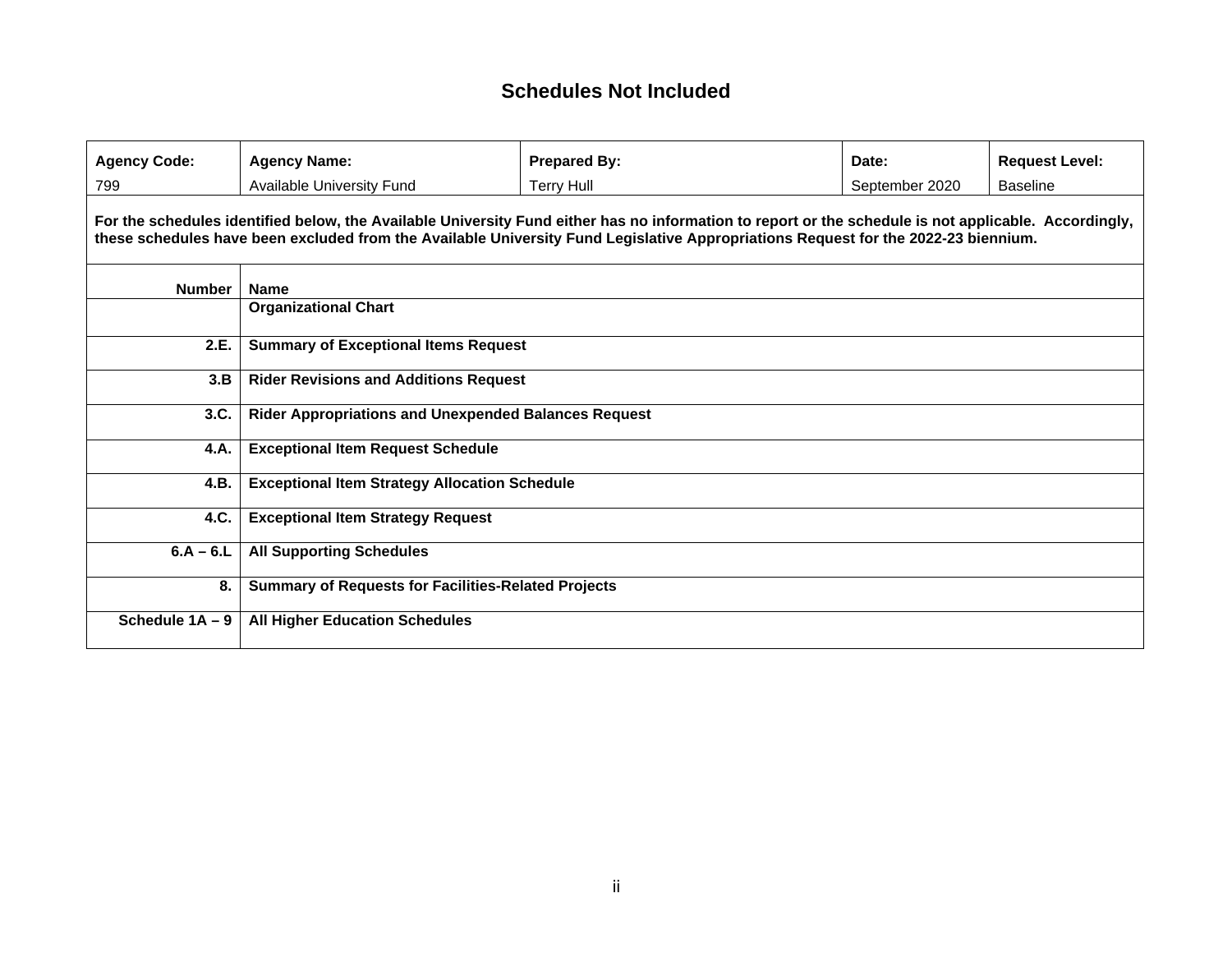# Schedules Not Included

| Agency Code: | Agency Name: | Prepared By: | Date: | Request Level: |
|---|---|---|---|---|
| 799 | Available University Fund | Terry Hull | September 2020 | Baseline |

**For the schedules identified below, the Available University Fund either has no information to report or the schedule is not applicable. Accordingly, these schedules have been excluded from the Available University Fund Legislative Appropriations Request for the 2022-23 biennium.**

| Number | Name |
|---|---|
| | **Organizational Chart** |
| **2.E.** | **Summary of Exceptional Items Request** |
| **3.B** | **Rider Revisions and Additions Request** |
| **3.C.** | **Rider Appropriations and Unexpended Balances Request** |
| **4.A.** | **Exceptional Item Request Schedule** |
| **4.B.** | **Exceptional Item Strategy Allocation Schedule** |
| **4.C.** | **Exceptional Item Strategy Request** |
| **6.A – 6.L** | **All Supporting Schedules** |
| **8.** | **Summary of Requests for Facilities-Related Projects** |
| **Schedule 1A – 9** | **All Higher Education Schedules** |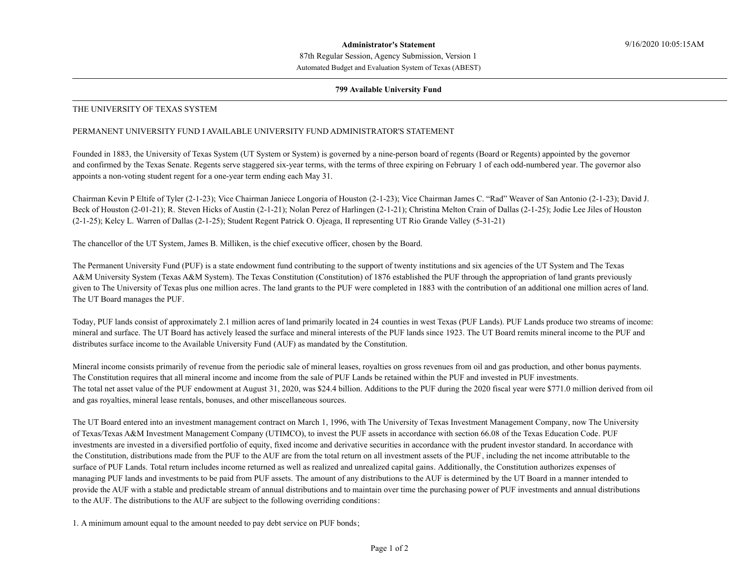**Administrator's Statement**

87th Regular Session, Agency Submission, Version 1

Automated Budget and Evaluation System of Texas (ABEST)

**799 Available University Fund**

THE UNIVERSITY OF TEXAS SYSTEM

PERMANENT UNIVERSITY FUND I AVAILABLE UNIVERSITY FUND ADMINISTRATOR'S STATEMENT

Founded in 1883, the University of Texas System (UT System or System) is governed by a nine-person board of regents (Board or Regents) appointed by the governor and confirmed by the Texas Senate. Regents serve staggered six-year terms, with the terms of three expiring on February 1 of each odd-numbered year. The governor also appoints a non-voting student regent for a one-year term ending each May 31.

Chairman Kevin P Eltife of Tyler (2-1-23); Vice Chairman Janiece Longoria of Houston (2-1-23); Vice Chairman James C. "Rad" Weaver of San Antonio (2-1-23); David J. Beck of Houston (2-01-21); R. Steven Hicks of Austin (2-1-21); Nolan Perez of Harlingen (2-1-21); Christina Melton Crain of Dallas (2-1-25); Jodie Lee Jiles of Houston (2-1-25); Kelcy L. Warren of Dallas (2-1-25); Student Regent Patrick O. Ojeaga, II representing UT Rio Grande Valley (5-31-21)

The chancellor of the UT System, James B. Milliken, is the chief executive officer, chosen by the Board.

The Permanent University Fund (PUF) is a state endowment fund contributing to the support of twenty institutions and six agencies of the UT System and The Texas A&M University System (Texas A&M System). The Texas Constitution (Constitution) of 1876 established the PUF through the appropriation of land grants previously given to The University of Texas plus one million acres. The land grants to the PUF were completed in 1883 with the contribution of an additional one million acres of land. The UT Board manages the PUF.

Today, PUF lands consist of approximately 2.1 million acres of land primarily located in 24 counties in west Texas (PUF Lands). PUF Lands produce two streams of income: mineral and surface. The UT Board has actively leased the surface and mineral interests of the PUF lands since 1923. The UT Board remits mineral income to the PUF and distributes surface income to the Available University Fund (AUF) as mandated by the Constitution.

Mineral income consists primarily of revenue from the periodic sale of mineral leases, royalties on gross revenues from oil and gas production, and other bonus payments. The Constitution requires that all mineral income and income from the sale of PUF Lands be retained within the PUF and invested in PUF investments.
The total net asset value of the PUF endowment at August 31, 2020, was $24.4 billion. Additions to the PUF during the 2020 fiscal year were $771.0 million derived from oil and gas royalties, mineral lease rentals, bonuses, and other miscellaneous sources.

The UT Board entered into an investment management contract on March 1, 1996, with The University of Texas Investment Management Company, now The University of Texas/Texas A&M Investment Management Company (UTIMCO), to invest the PUF assets in accordance with section 66.08 of the Texas Education Code. PUF investments are invested in a diversified portfolio of equity, fixed income and derivative securities in accordance with the prudent investor standard. In accordance with the Constitution, distributions made from the PUF to the AUF are from the total return on all investment assets of the PUF, including the net income attributable to the surface of PUF Lands. Total return includes income returned as well as realized and unrealized capital gains. Additionally, the Constitution authorizes expenses of managing PUF lands and investments to be paid from PUF assets. The amount of any distributions to the AUF is determined by the UT Board in a manner intended to provide the AUF with a stable and predictable stream of annual distributions and to maintain over time the purchasing power of PUF investments and annual distributions to the AUF. The distributions to the AUF are subject to the following overriding conditions:

1. A minimum amount equal to the amount needed to pay debt service on PUF bonds;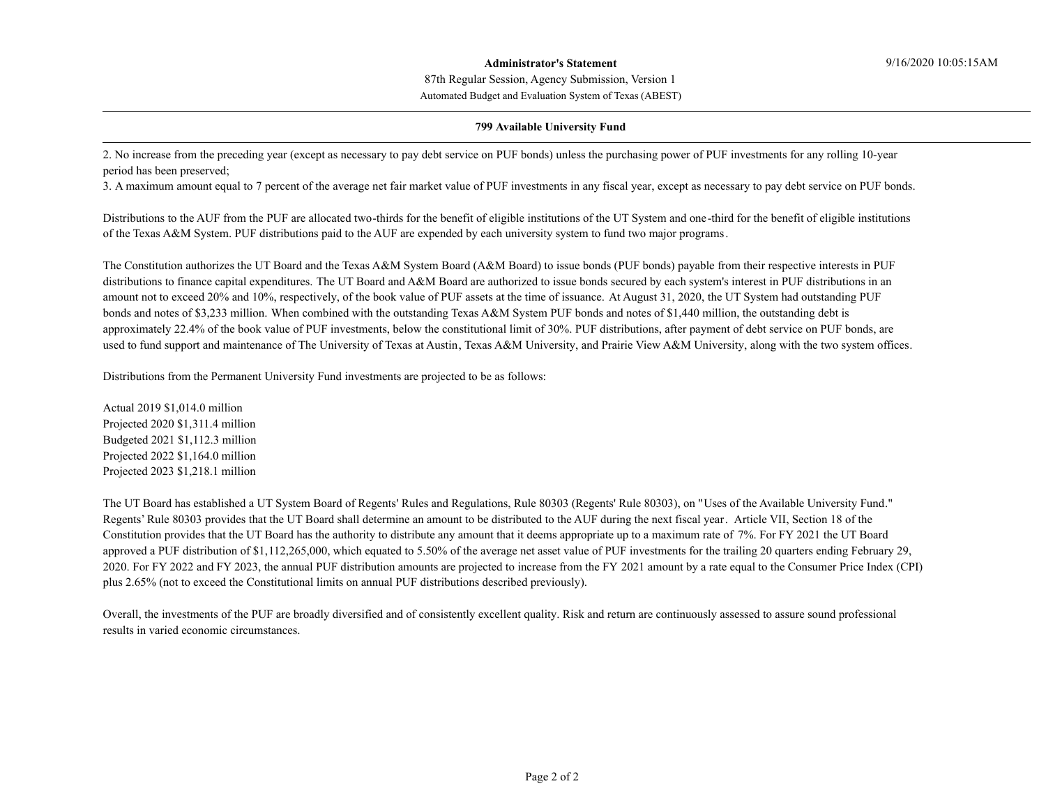2. No increase from the preceding year (except as necessary to pay debt service on PUF bonds) unless the purchasing power of PUF investments for any rolling 10-year period has been preserved;
3. A maximum amount equal to 7 percent of the average net fair market value of PUF investments in any fiscal year, except as necessary to pay debt service on PUF bonds.

Distributions to the AUF from the PUF are allocated two-thirds for the benefit of eligible institutions of the UT System and one-third for the benefit of eligible institutions of the Texas A&M System. PUF distributions paid to the AUF are expended by each university system to fund two major programs.

The Constitution authorizes the UT Board and the Texas A&M System Board (A&M Board) to issue bonds (PUF bonds) payable from their respective interests in PUF distributions to finance capital expenditures. The UT Board and A&M Board are authorized to issue bonds secured by each system's interest in PUF distributions in an amount not to exceed 20% and 10%, respectively, of the book value of PUF assets at the time of issuance. At August 31, 2020, the UT System had outstanding PUF bonds and notes of $3,233 million. When combined with the outstanding Texas A&M System PUF bonds and notes of $1,440 million, the outstanding debt is approximately 22.4% of the book value of PUF investments, below the constitutional limit of 30%. PUF distributions, after payment of debt service on PUF bonds, are used to fund support and maintenance of The University of Texas at Austin, Texas A&M University, and Prairie View A&M University, along with the two system offices.

Distributions from the Permanent University Fund investments are projected to be as follows:

Actual 2019 $1,014.0 million
Projected 2020 $1,311.4 million
Budgeted 2021 $1,112.3 million
Projected 2022 $1,164.0 million
Projected 2023 $1,218.1 million

The UT Board has established a UT System Board of Regents' Rules and Regulations, Rule 80303 (Regents' Rule 80303), on "Uses of the Available University Fund." Regents' Rule 80303 provides that the UT Board shall determine an amount to be distributed to the AUF during the next fiscal year. Article VII, Section 18 of the Constitution provides that the UT Board has the authority to distribute any amount that it deems appropriate up to a maximum rate of 7%. For FY 2021 the UT Board approved a PUF distribution of $1,112,265,000, which equated to 5.50% of the average net asset value of PUF investments for the trailing 20 quarters ending February 29, 2020. For FY 2022 and FY 2023, the annual PUF distribution amounts are projected to increase from the FY 2021 amount by a rate equal to the Consumer Price Index (CPI) plus 2.65% (not to exceed the Constitutional limits on annual PUF distributions described previously).

Overall, the investments of the PUF are broadly diversified and of consistently excellent quality. Risk and return are continuously assessed to assure sound professional results in varied economic circumstances.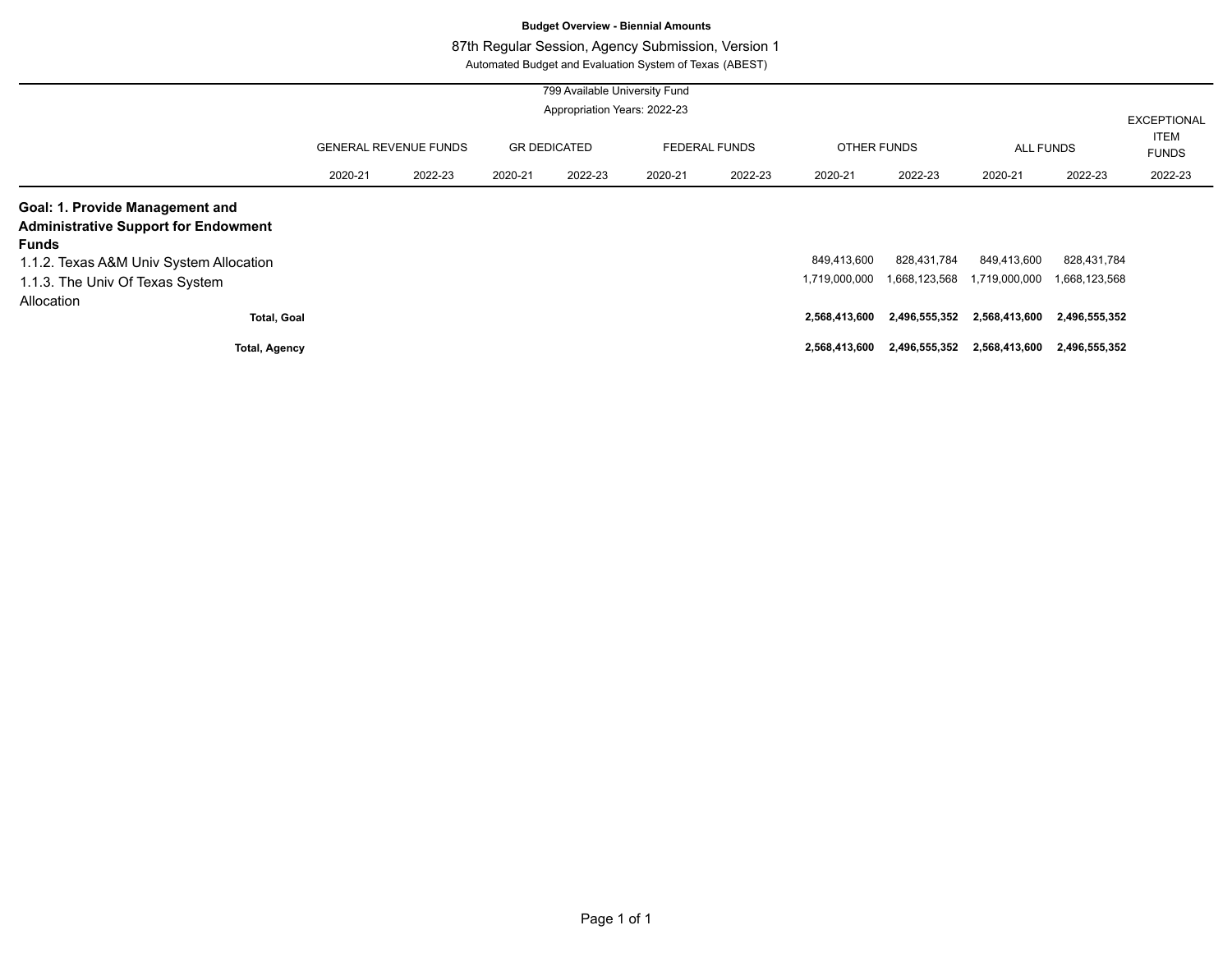**Budget Overview - Biennial Amounts**

87th Regular Session, Agency Submission, Version 1

Automated Budget and Evaluation System of Texas (ABEST)

799 Available University Fund

Appropriation Years: 2022-23

| | GENERAL REVENUE FUNDS | | GR DEDICATED | | FEDERAL FUNDS | | OTHER FUNDS | | ALL FUNDS | | EXCEPTIONAL ITEM FUNDS |
|---|---|---|---|---|---|---|---|---|---|---|---|
| | 2020-21 | 2022-23 | 2020-21 | 2022-23 | 2020-21 | 2022-23 | 2020-21 | 2022-23 | 2020-21 | 2022-23 | 2022-23 |
| **Goal: 1. Provide Management and Administrative Support for Endowment Funds** | | | | | | | | | | | |
| 1.1.2. Texas A&M Univ System Allocation | | | | | | | 849,413,600 | 828,431,784 | 849,413,600 | 828,431,784 | |
| 1.1.3. The Univ Of Texas System Allocation | | | | | | | 1,719,000,000 | 1,668,123,568 | 1,719,000,000 | 1,668,123,568 | |
| **Total, Goal** | | | | | | | **2,568,413,600** | **2,496,555,352** | **2,568,413,600** | **2,496,555,352** | |
| **Total, Agency** | | | | | | | **2,568,413,600** | **2,496,555,352** | **2,568,413,600** | **2,496,555,352** | |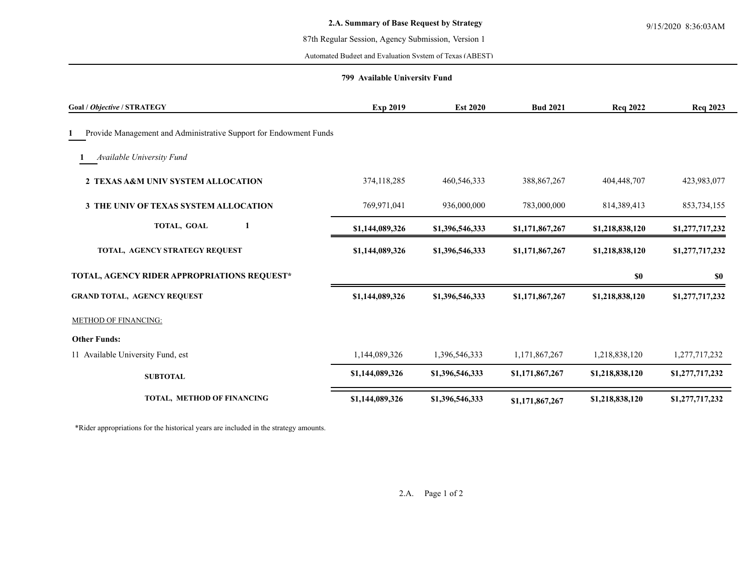**2.A. Summary of Base Request by Strategy**

87th Regular Session, Agency Submission, Version 1

Automated Budget and Evaluation System of Texas (ABEST)

9/15/2020 8:36:03AM

**799 Available University Fund**

| Goal / *Objective* / STRATEGY | Exp 2019 | Est 2020 | Bud 2021 | Req 2022 | Req 2023 |
|---|---|---|---|---|---|
| **1** Provide Management and Administrative Support for Endowment Funds | | | | | |
| **1** *Available University Fund* | | | | | |
| **2 TEXAS A&M UNIV SYSTEM ALLOCATION** | 374,118,285 | 460,546,333 | 388,867,267 | 404,448,707 | 423,983,077 |
| **3 THE UNIV OF TEXAS SYSTEM ALLOCATION** | 769,971,041 | 936,000,000 | 783,000,000 | 814,389,413 | 853,734,155 |
| **TOTAL, GOAL 1** | **$1,144,089,326** | **$1,396,546,333** | **$1,171,867,267** | **$1,218,838,120** | **$1,277,717,232** |
| **TOTAL, AGENCY STRATEGY REQUEST** | **$1,144,089,326** | **$1,396,546,333** | **$1,171,867,267** | **$1,218,838,120** | **$1,277,717,232** |
| **TOTAL, AGENCY RIDER APPROPRIATIONS REQUEST*** | | | | **$0** | **$0** |
| **GRAND TOTAL, AGENCY REQUEST** | **$1,144,089,326** | **$1,396,546,333** | **$1,171,867,267** | **$1,218,838,120** | **$1,277,717,232** |
| METHOD OF FINANCING: | | | | | |
| **Other Funds:** | | | | | |
| 11 Available University Fund, est | 1,144,089,326 | 1,396,546,333 | 1,171,867,267 | 1,218,838,120 | 1,277,717,232 |
| **SUBTOTAL** | **$1,144,089,326** | **$1,396,546,333** | **$1,171,867,267** | **$1,218,838,120** | **$1,277,717,232** |
| **TOTAL, METHOD OF FINANCING** | **$1,144,089,326** | **$1,396,546,333** | **$1,171,867,267** | **$1,218,838,120** | **$1,277,717,232** |

*Rider appropriations for the historical years are included in the strategy amounts.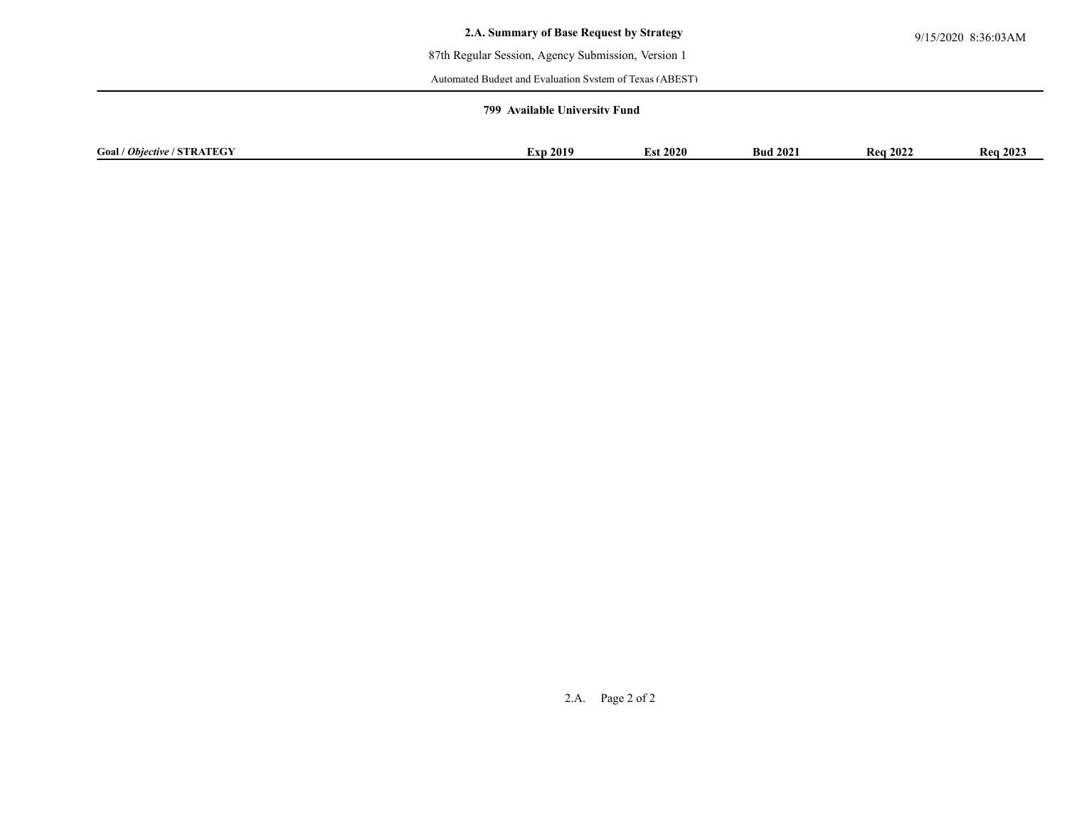## 2.A. Summary of Base Request by Strategy

87th Regular Session, Agency Submission, Version 1

Automated Budget and Evaluation System of Texas (ABEST)

9/15/2020 8:36:03AM

### 799 Available University Fund

| **Goal / *Objective* / STRATEGY** | **Exp 2019** | **Est 2020** | **Bud 2021** | **Req 2022** | **Req 2023** |
|---|---|---|---|---|---|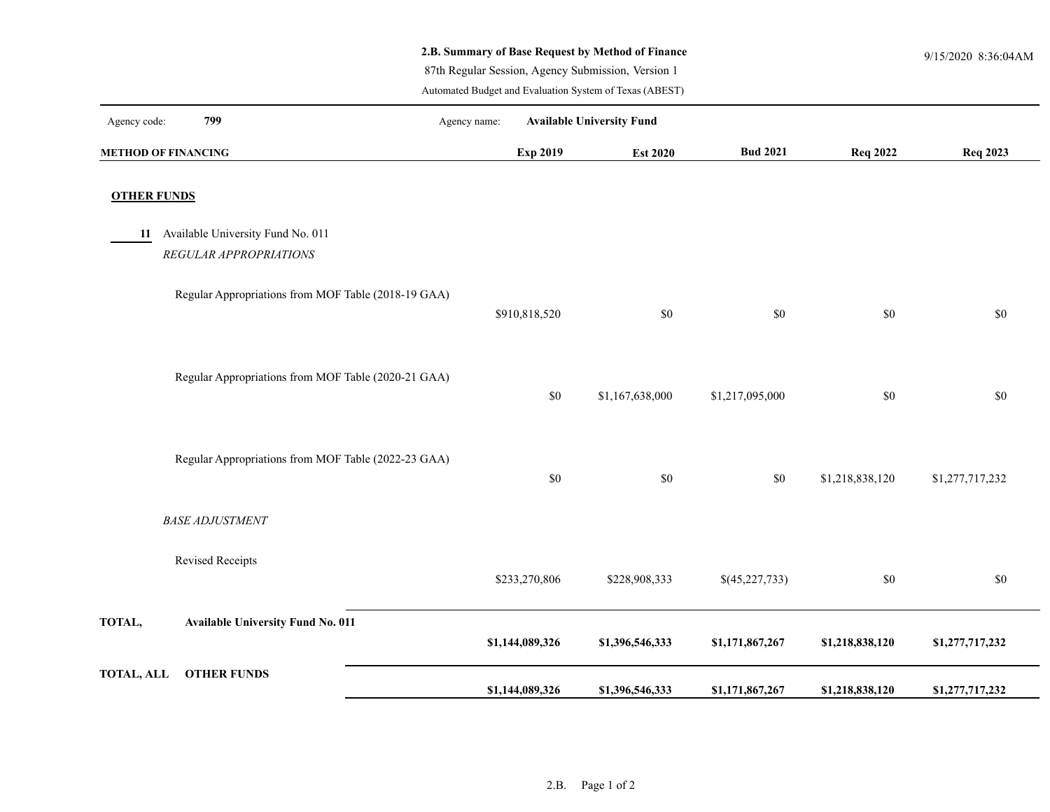## 2.B. Summary of Base Request by Method of Finance

87th Regular Session, Agency Submission, Version 1

Automated Budget and Evaluation System of Texas (ABEST)

Agency code: **799** Agency name: **Available University Fund**

| METHOD OF FINANCING | Exp 2019 | Est 2020 | Bud 2021 | Req 2022 | Req 2023 |
|---|---|---|---|---|---|
| **OTHER FUNDS** | | | | | |
| **11** Available University Fund No. 011 | | | | | |
| *REGULAR APPROPRIATIONS* | | | | | |
| Regular Appropriations from MOF Table (2018-19 GAA) | $910,818,520 | $0 | $0 | $0 | $0 |
| Regular Appropriations from MOF Table (2020-21 GAA) | $0 | $1,167,638,000 | $1,217,095,000 | $0 | $0 |
| Regular Appropriations from MOF Table (2022-23 GAA) | $0 | $0 | $0 | $1,218,838,120 | $1,277,717,232 |
| *BASE ADJUSTMENT* | | | | | |
| Revised Receipts | $233,270,806 | $228,908,333 | $(45,227,733) | $0 | $0 |
| **TOTAL, Available University Fund No. 011** | **$1,144,089,326** | **$1,396,546,333** | **$1,171,867,267** | **$1,218,838,120** | **$1,277,717,232** |
| **TOTAL, ALL OTHER FUNDS** | **$1,144,089,326** | **$1,396,546,333** | **$1,171,867,267** | **$1,218,838,120** | **$1,277,717,232** |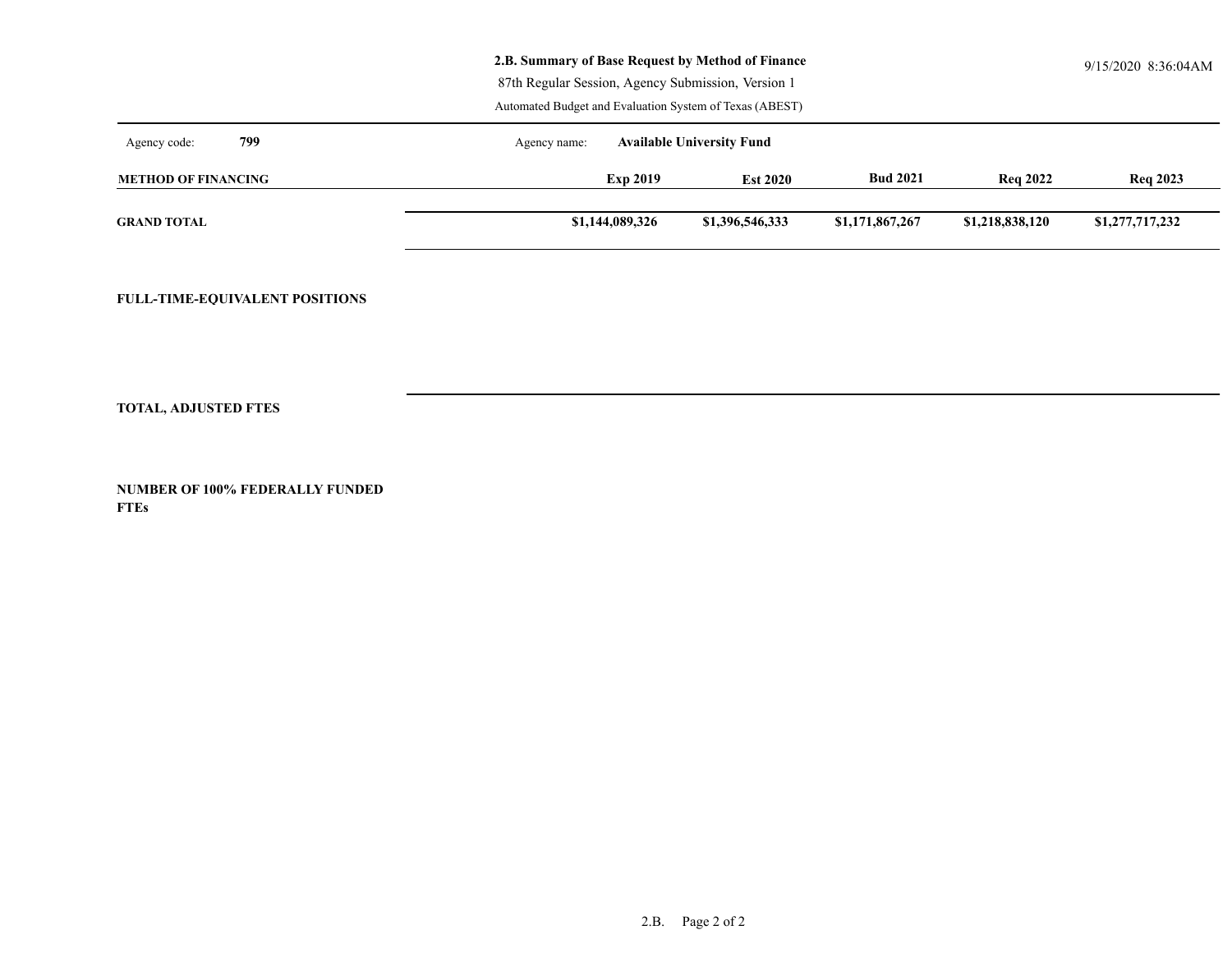**2.B. Summary of Base Request by Method of Finance**

87th Regular Session, Agency Submission, Version 1

Automated Budget and Evaluation System of Texas (ABEST)

9/15/2020 8:36:04AM

Agency code: **799** Agency name: **Available University Fund**

| METHOD OF FINANCING | Exp 2019 | Est 2020 | Bud 2021 | Req 2022 | Req 2023 |
|---|---|---|---|---|---|
| **GRAND TOTAL** | **$1,144,089,326** | **$1,396,546,333** | **$1,171,867,267** | **$1,218,838,120** | **$1,277,717,232** |

**FULL-TIME-EQUIVALENT POSITIONS**

**TOTAL, ADJUSTED FTES**

**NUMBER OF 100% FEDERALLY FUNDED FTEs**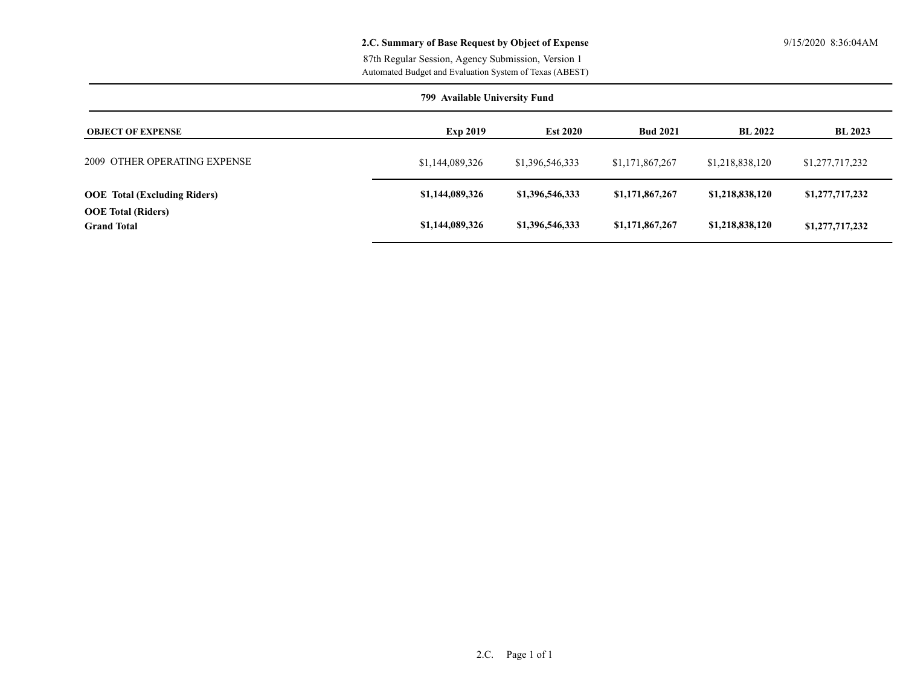**2.C. Summary of Base Request by Object of Expense**

87th Regular Session, Agency Submission, Version 1

Automated Budget and Evaluation System of Texas (ABEST)

9/15/2020 8:36:04AM

**799 Available University Fund**

| OBJECT OF EXPENSE | Exp 2019 | Est 2020 | Bud 2021 | BL 2022 | BL 2023 |
|---|---|---|---|---|---|
| 2009 OTHER OPERATING EXPENSE | $1,144,089,326 | $1,396,546,333 | $1,171,867,267 | $1,218,838,120 | $1,277,717,232 |
| **OOE Total (Excluding Riders)** | **$1,144,089,326** | **$1,396,546,333** | **$1,171,867,267** | **$1,218,838,120** | **$1,277,717,232** |
| **OOE Total (Riders)** | | | | | |
| **Grand Total** | **$1,144,089,326** | **$1,396,546,333** | **$1,171,867,267** | **$1,218,838,120** | **$1,277,717,232** |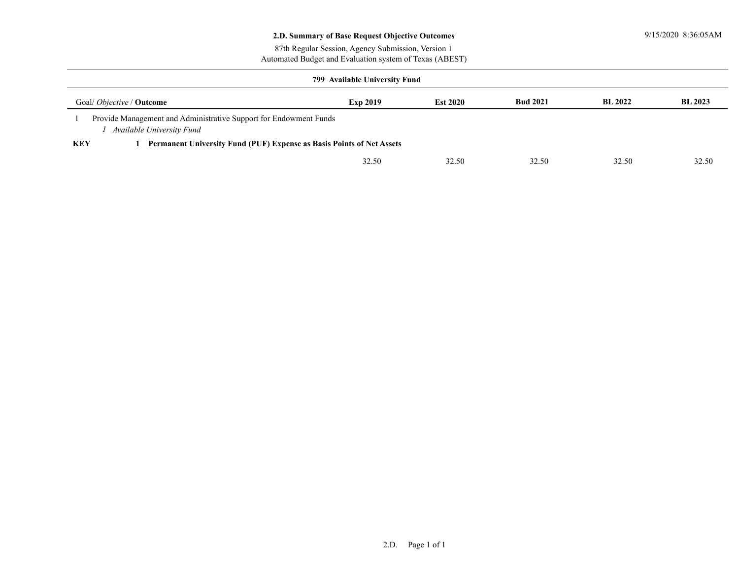## 2.D. Summary of Base Request Objective Outcomes

87th Regular Session, Agency Submission, Version 1

Automated Budget and Evaluation system of Texas (ABEST)

### 799 Available University Fund

| Goal/ *Objective* / **Outcome** | **Exp 2019** | **Est 2020** | **Bud 2021** | **BL 2022** | **BL 2023** |
|---|---|---|---|---|---|
| 1 Provide Management and Administrative Support for Endowment Funds | | | | | |
| *1 Available University Fund* | | | | | |
| **KEY 1 Permanent University Fund (PUF) Expense as Basis Points of Net Assets** | | | | | |
| | 32.50 | 32.50 | 32.50 | 32.50 | 32.50 |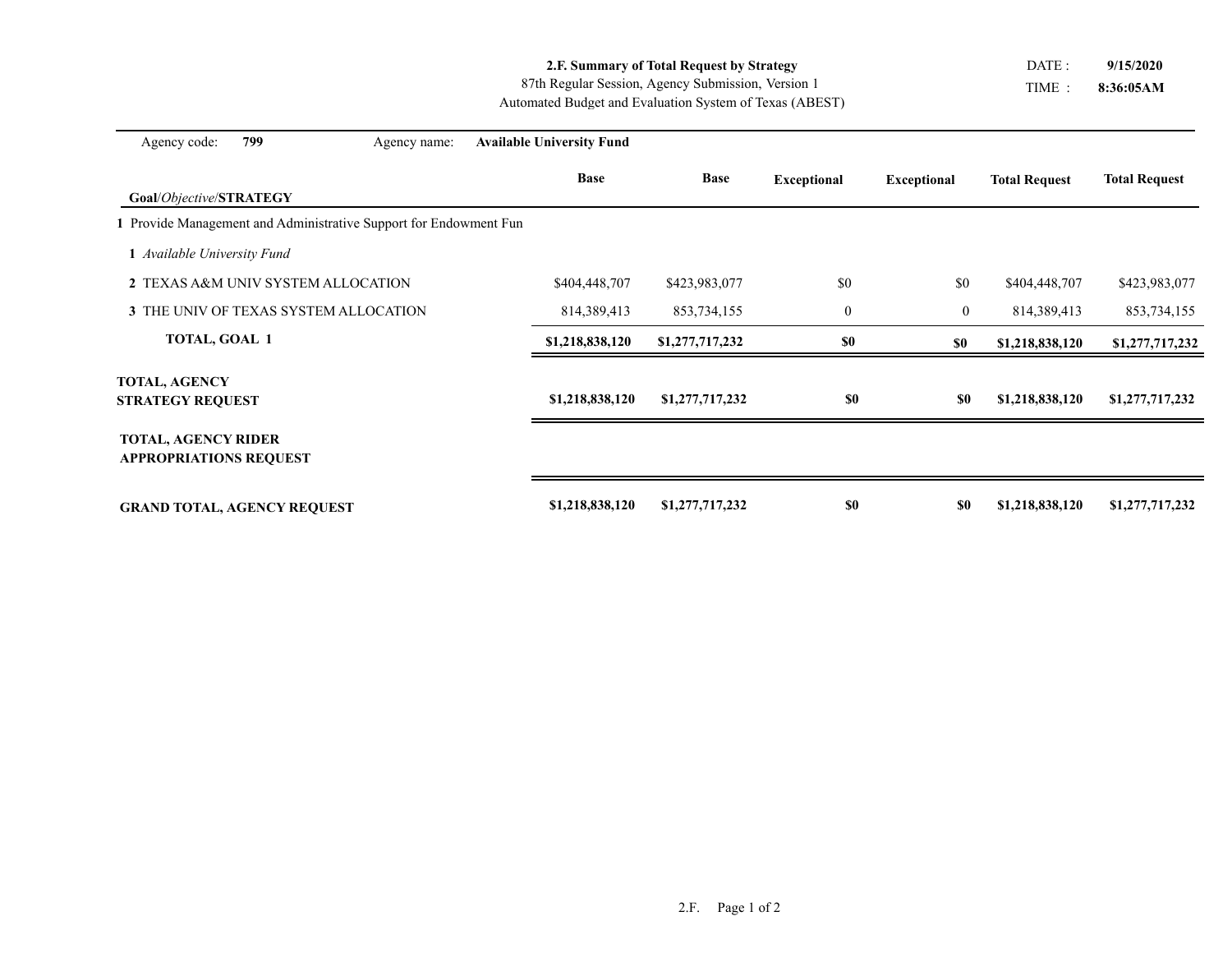**2.F. Summary of Total Request by Strategy**
87th Regular Session, Agency Submission, Version 1
Automated Budget and Evaluation System of Texas (ABEST)

DATE : **9/15/2020**
TIME : **8:36:05AM**

Agency code: **799** Agency name: **Available University Fund**

| **Goal**/*Objective*/**STRATEGY** | **Base** | **Base** | **Exceptional** | **Exceptional** | **Total Request** | **Total Request** |
|---|---|---|---|---|---|---|
| **1** Provide Management and Administrative Support for Endowment Fun | | | | | | |
| **1** *Available University Fund* | | | | | | |
| **2** TEXAS A&M UNIV SYSTEM ALLOCATION | $404,448,707 | $423,983,077 | $0 | $0 | $404,448,707 | $423,983,077 |
| **3** THE UNIV OF TEXAS SYSTEM ALLOCATION | 814,389,413 | 853,734,155 | 0 | 0 | 814,389,413 | 853,734,155 |
| **TOTAL, GOAL 1** | **$1,218,838,120** | **$1,277,717,232** | **$0** | **$0** | **$1,218,838,120** | **$1,277,717,232** |
| **TOTAL, AGENCY STRATEGY REQUEST** | **$1,218,838,120** | **$1,277,717,232** | **$0** | **$0** | **$1,218,838,120** | **$1,277,717,232** |
| **TOTAL, AGENCY RIDER APPROPRIATIONS REQUEST** | | | | | | |
| **GRAND TOTAL, AGENCY REQUEST** | **$1,218,838,120** | **$1,277,717,232** | **$0** | **$0** | **$1,218,838,120** | **$1,277,717,232** |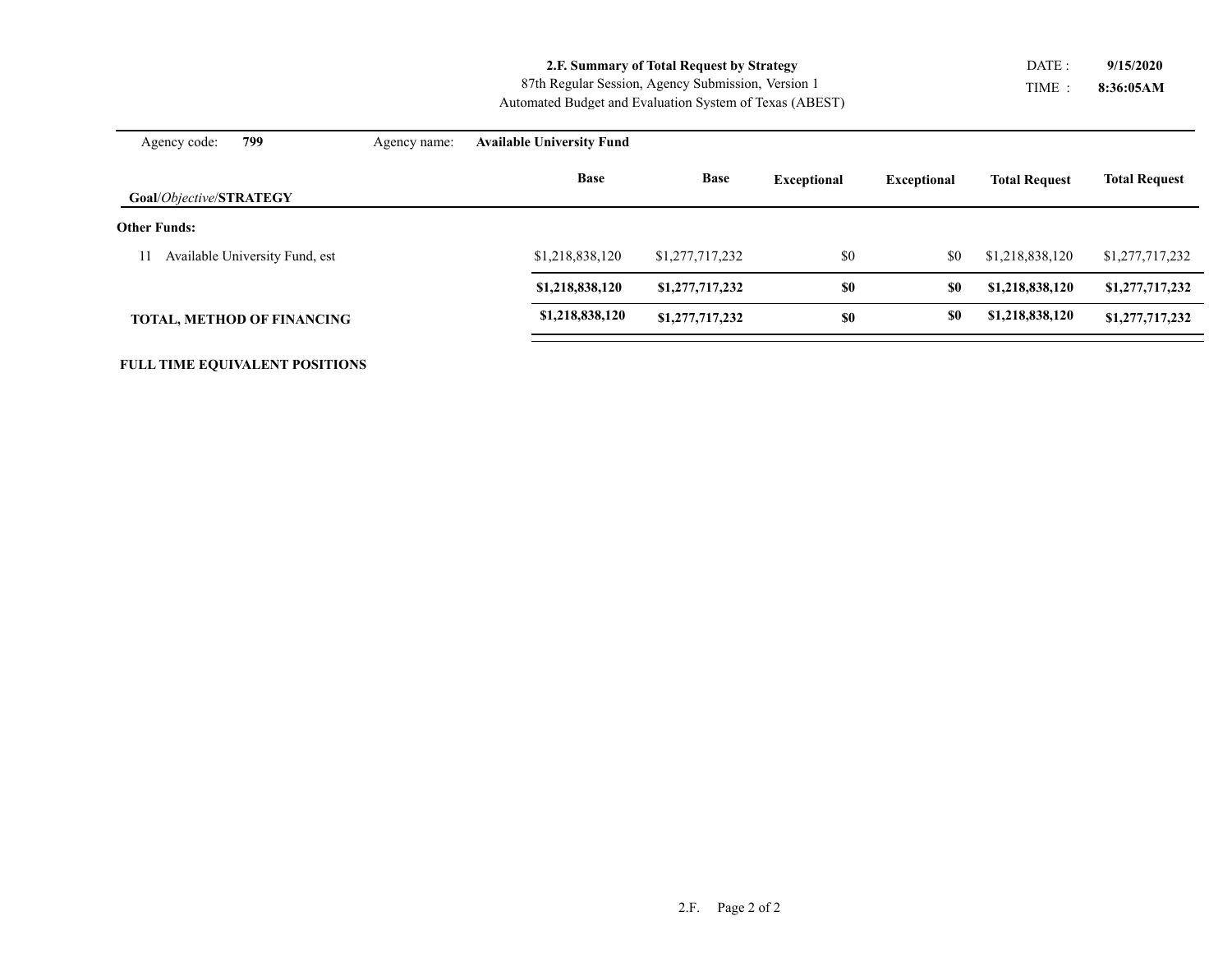**2.F. Summary of Total Request by Strategy**
87th Regular Session, Agency Submission, Version 1
Automated Budget and Evaluation System of Texas (ABEST)

DATE : **9/15/2020**
TIME : **8:36:05AM**

Agency code: **799** Agency name: **Available University Fund**

| **Goal**/*Objective*/**STRATEGY** | **Base** | **Base** | **Exceptional** | **Exceptional** | **Total Request** | **Total Request** |
|---|---|---|---|---|---|---|
| **Other Funds:** | | | | | | |
| 11 Available University Fund, est | $1,218,838,120 | $1,277,717,232 | $0 | $0 | $1,218,838,120 | $1,277,717,232 |
| | **$1,218,838,120** | **$1,277,717,232** | **$0** | **$0** | **$1,218,838,120** | **$1,277,717,232** |
| **TOTAL, METHOD OF FINANCING** | **$1,218,838,120** | **$1,277,717,232** | **$0** | **$0** | **$1,218,838,120** | **$1,277,717,232** |

**FULL TIME EQUIVALENT POSITIONS**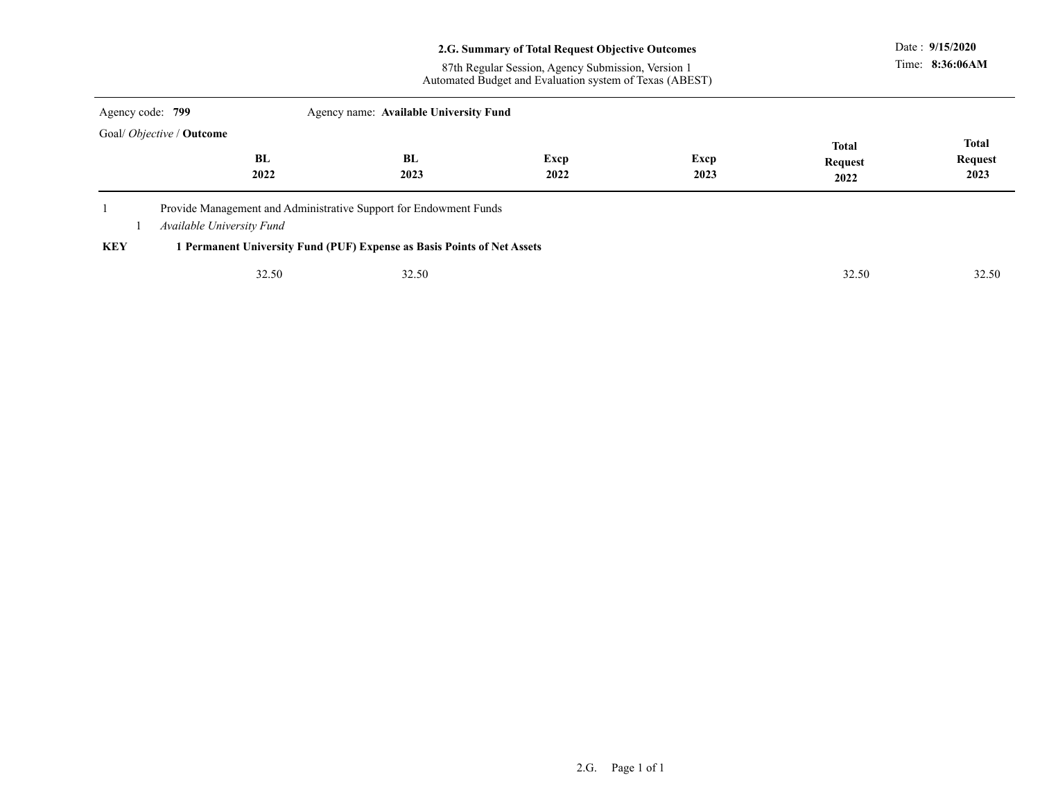**2.G. Summary of Total Request Objective Outcomes**

87th Regular Session, Agency Submission, Version 1
Automated Budget and Evaluation system of Texas (ABEST)

Date : **9/15/2020**
Time: **8:36:06AM**

Agency code: **799** Agency name: **Available University Fund**

| Goal/ *Objective* / **Outcome** | BL 2022 | BL 2023 | Excp 2022 | Excp 2023 | Total Request 2022 | Total Request 2023 |
|---|---|---|---|---|---|---|
| 1 Provide Management and Administrative Support for Endowment Funds | | | | | | |
| 1 *Available University Fund* | | | | | | |
| **KEY** **1 Permanent University Fund (PUF) Expense as Basis Points of Net Assets** | | | | | | |
| | 32.50 | 32.50 | | | 32.50 | 32.50 |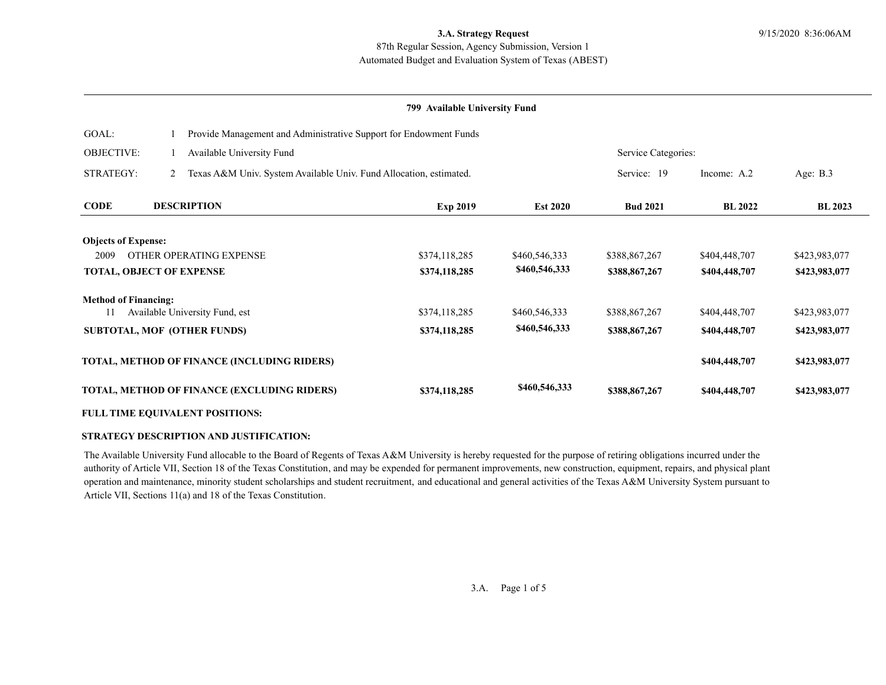**3.A. Strategy Request**
87th Regular Session, Agency Submission, Version 1
Automated Budget and Evaluation System of Texas (ABEST)

**799 Available University Fund**

GOAL: 1 Provide Management and Administrative Support for Endowment Funds

OBJECTIVE: 1 Available University Fund

STRATEGY: 2 Texas A&M Univ. System Available Univ. Fund Allocation, estimated.

Service Categories: Service: 19 Income: A.2 Age: B.3

| CODE | DESCRIPTION | Exp 2019 | Est 2020 | Bud 2021 | BL 2022 | BL 2023 |
|---|---|---|---|---|---|---|
| **Objects of Expense:** | | | | | | |
| 2009 | OTHER OPERATING EXPENSE | $374,118,285 | $460,546,333 | $388,867,267 | $404,448,707 | $423,983,077 |
| **TOTAL, OBJECT OF EXPENSE** | | **$374,118,285** | **$460,546,333** | **$388,867,267** | **$404,448,707** | **$423,983,077** |
| **Method of Financing:** | | | | | | |
| 11 | Available University Fund, est | $374,118,285 | $460,546,333 | $388,867,267 | $404,448,707 | $423,983,077 |
| **SUBTOTAL, MOF (OTHER FUNDS)** | | **$374,118,285** | **$460,546,333** | **$388,867,267** | **$404,448,707** | **$423,983,077** |
| **TOTAL, METHOD OF FINANCE (INCLUDING RIDERS)** | | | | | **$404,448,707** | **$423,983,077** |
| **TOTAL, METHOD OF FINANCE (EXCLUDING RIDERS)** | | **$374,118,285** | **$460,546,333** | **$388,867,267** | **$404,448,707** | **$423,983,077** |
| **FULL TIME EQUIVALENT POSITIONS:** | | | | | | |

**STRATEGY DESCRIPTION AND JUSTIFICATION:**

The Available University Fund allocable to the Board of Regents of Texas A&M University is hereby requested for the purpose of retiring obligations incurred under the authority of Article VII, Section 18 of the Texas Constitution, and may be expended for permanent improvements, new construction, equipment, repairs, and physical plant operation and maintenance, minority student scholarships and student recruitment, and educational and general activities of the Texas A&M University System pursuant to Article VII, Sections 11(a) and 18 of the Texas Constitution.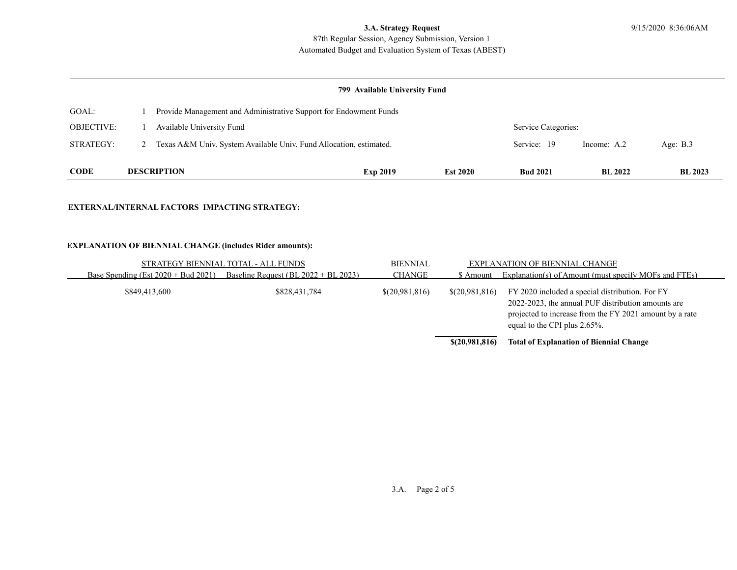**3.A. Strategy Request**
87th Regular Session, Agency Submission, Version 1
Automated Budget and Evaluation System of Texas (ABEST)

9/15/2020 8:36:06AM

**799 Available University Fund**

| | | | | | |
|---|---|---|---|---|---|
| GOAL: | 1 | Provide Management and Administrative Support for Endowment Funds | | | |
| OBJECTIVE: | 1 | Available University Fund | Service Categories: | | |
| STRATEGY: | 2 | Texas A&M Univ. System Available Univ. Fund Allocation, estimated. | Service: 19 | Income: A.2 | Age: B.3 |

| CODE | DESCRIPTION | Exp 2019 | Est 2020 | Bud 2021 | BL 2022 | BL 2023 |
|---|---|---|---|---|---|---|

**EXTERNAL/INTERNAL FACTORS IMPACTING STRATEGY:**

**EXPLANATION OF BIENNIAL CHANGE (includes Rider amounts):**

| STRATEGY BIENNIAL TOTAL - ALL FUNDS | | BIENNIAL | EXPLANATION OF BIENNIAL CHANGE | |
|---|---|---|---|---|
| Base Spending (Est 2020 + Bud 2021) | Baseline Request (BL 2022 + BL 2023) | CHANGE | $ Amount | Explanation(s) of Amount (must specify MOFs and FTEs) |
| $849,413,600 | $828,431,784 | $(20,981,816) | $(20,981,816) | FY 2020 included a special distribution. For FY 2022-2023, the annual PUF distribution amounts are projected to increase from the FY 2021 amount by a rate equal to the CPI plus 2.65%. |
| | | | **$(20,981,816)** | **Total of Explanation of Biennial Change** |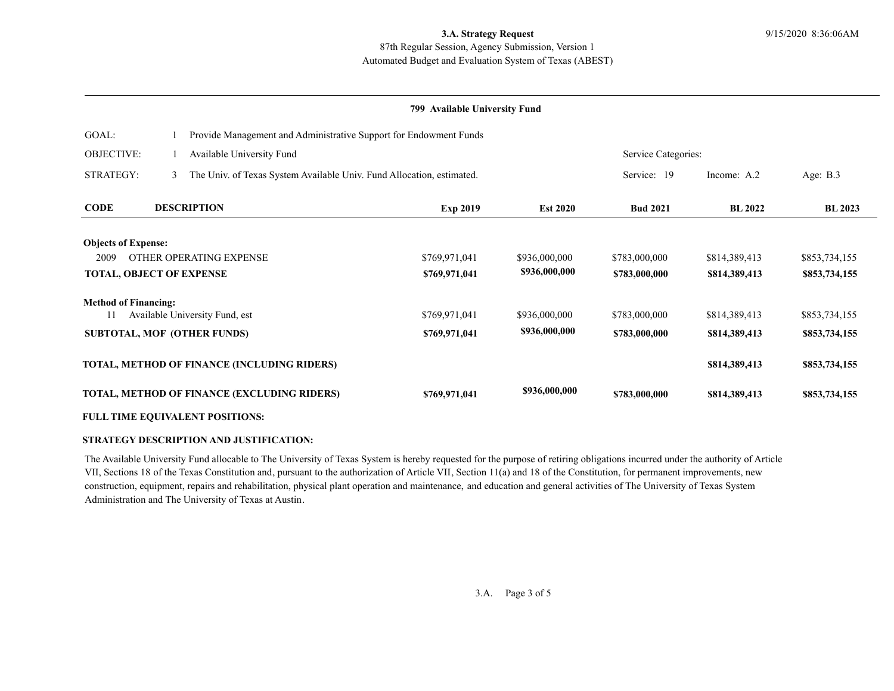**3.A. Strategy Request**
87th Regular Session, Agency Submission, Version 1
Automated Budget and Evaluation System of Texas (ABEST)

9/15/2020 8:36:06AM

**799 Available University Fund**

GOAL: 1 Provide Management and Administrative Support for Endowment Funds

OBJECTIVE: 1 Available University Fund

STRATEGY: 3 The Univ. of Texas System Available Univ. Fund Allocation, estimated.

Service Categories: Service: 19 Income: A.2 Age: B.3

| CODE | DESCRIPTION | Exp 2019 | Est 2020 | Bud 2021 | BL 2022 | BL 2023 |
|---|---|---|---|---|---|---|
| **Objects of Expense:** | | | | | | |
| 2009 | OTHER OPERATING EXPENSE | $769,971,041 | $936,000,000 | $783,000,000 | $814,389,413 | $853,734,155 |
| **TOTAL, OBJECT OF EXPENSE** | | **$769,971,041** | **$936,000,000** | **$783,000,000** | **$814,389,413** | **$853,734,155** |
| **Method of Financing:** | | | | | | |
| 11 | Available University Fund, est | $769,971,041 | $936,000,000 | $783,000,000 | $814,389,413 | $853,734,155 |
| **SUBTOTAL, MOF (OTHER FUNDS)** | | **$769,971,041** | **$936,000,000** | **$783,000,000** | **$814,389,413** | **$853,734,155** |
| **TOTAL, METHOD OF FINANCE (INCLUDING RIDERS)** | | | | | **$814,389,413** | **$853,734,155** |
| **TOTAL, METHOD OF FINANCE (EXCLUDING RIDERS)** | | **$769,971,041** | **$936,000,000** | **$783,000,000** | **$814,389,413** | **$853,734,155** |
| **FULL TIME EQUIVALENT POSITIONS:** | | | | | | |

**STRATEGY DESCRIPTION AND JUSTIFICATION:**

The Available University Fund allocable to The University of Texas System is hereby requested for the purpose of retiring obligations incurred under the authority of Article VII, Sections 18 of the Texas Constitution and, pursuant to the authorization of Article VII, Section 11(a) and 18 of the Constitution, for permanent improvements, new construction, equipment, repairs and rehabilitation, physical plant operation and maintenance, and education and general activities of The University of Texas System Administration and The University of Texas at Austin.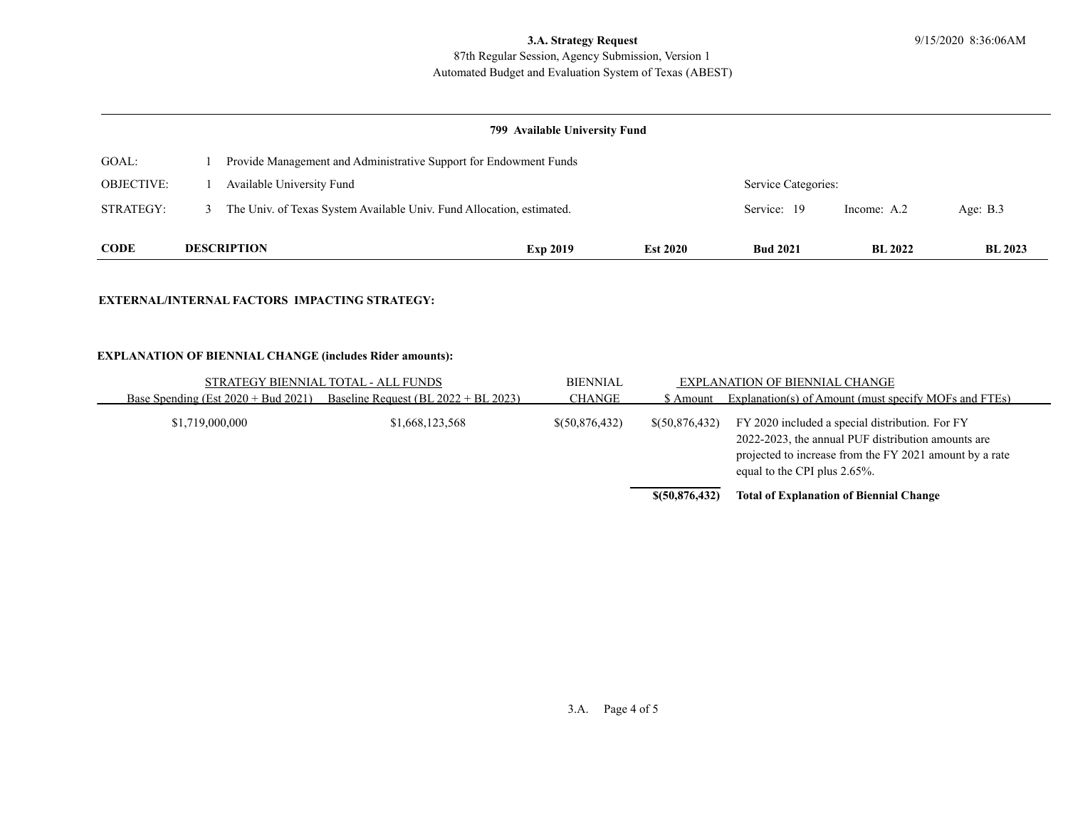**3.A. Strategy Request**
87th Regular Session, Agency Submission, Version 1
Automated Budget and Evaluation System of Texas (ABEST)

9/15/2020 8:36:06AM

**799 Available University Fund**

| | | | | | |
|---|---|---|---|---|---|
| GOAL: | 1 Provide Management and Administrative Support for Endowment Funds | | | | |
| OBJECTIVE: | 1 Available University Fund | Service Categories: | | | |
| STRATEGY: | 3 The Univ. of Texas System Available Univ. Fund Allocation, estimated. | Service: 19 | Income: A.2 | Age: B.3 | |

| CODE | DESCRIPTION | Exp 2019 | Est 2020 | Bud 2021 | BL 2022 | BL 2023 |
|---|---|---|---|---|---|---|

**EXTERNAL/INTERNAL FACTORS IMPACTING STRATEGY:**

**EXPLANATION OF BIENNIAL CHANGE (includes Rider amounts):**

| STRATEGY BIENNIAL TOTAL - ALL FUNDS | | BIENNIAL | EXPLANATION OF BIENNIAL CHANGE | |
|---|---|---|---|---|
| Base Spending (Est 2020 + Bud 2021) | Baseline Request (BL 2022 + BL 2023) | CHANGE | $ Amount | Explanation(s) of Amount (must specify MOFs and FTEs) |
| $1,719,000,000 | $1,668,123,568 | $(50,876,432) | $(50,876,432) | FY 2020 included a special distribution. For FY 2022-2023, the annual PUF distribution amounts are projected to increase from the FY 2021 amount by a rate equal to the CPI plus 2.65%. |
| | | | **$(50,876,432)** | **Total of Explanation of Biennial Change** |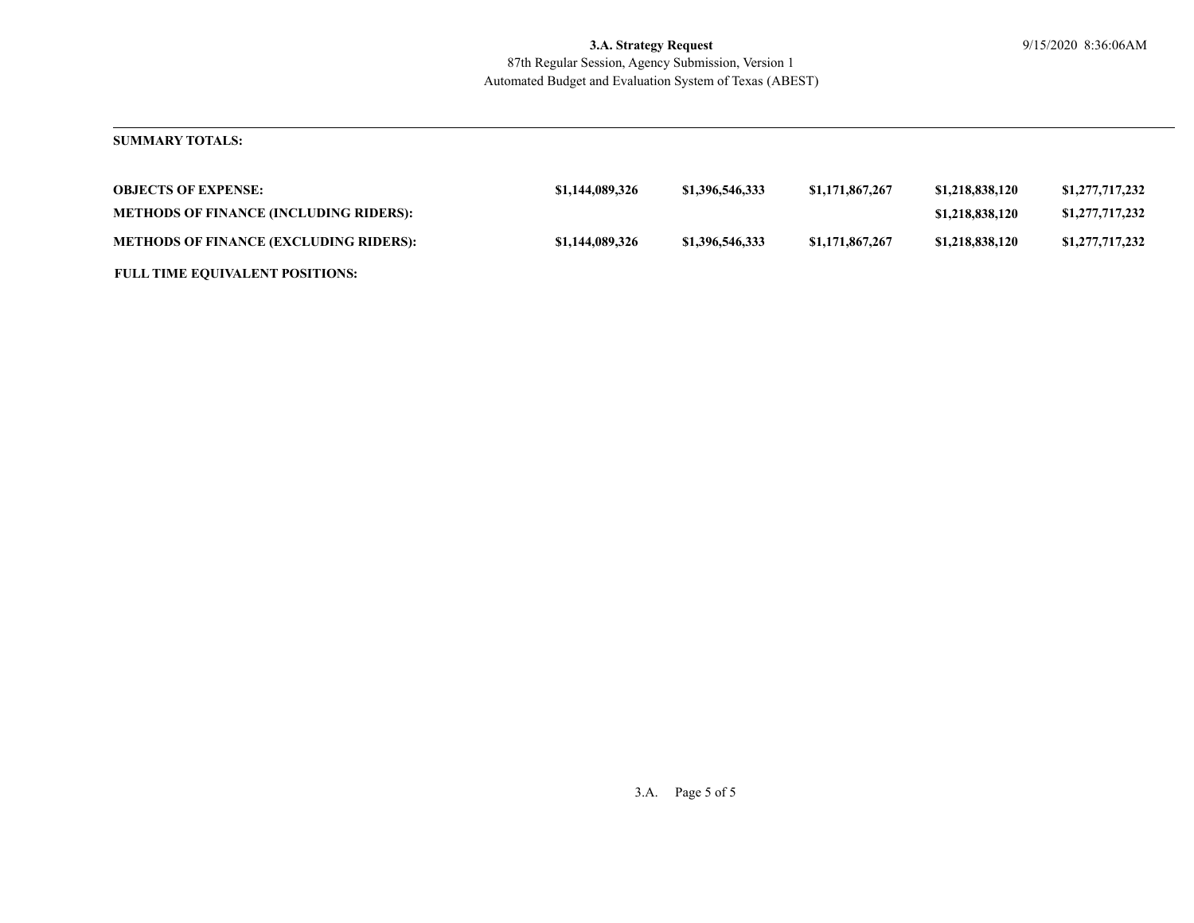**SUMMARY TOTALS:**

| | | | | | |
|---|---|---|---|---|---|
| **OBJECTS OF EXPENSE:** | **$1,144,089,326** | **$1,396,546,333** | **$1,171,867,267** | **$1,218,838,120** | **$1,277,717,232** |
| **METHODS OF FINANCE (INCLUDING RIDERS):** | | | | **$1,218,838,120** | **$1,277,717,232** |
| **METHODS OF FINANCE (EXCLUDING RIDERS):** | **$1,144,089,326** | **$1,396,546,333** | **$1,171,867,267** | **$1,218,838,120** | **$1,277,717,232** |
| **FULL TIME EQUIVALENT POSITIONS:** | | | | | |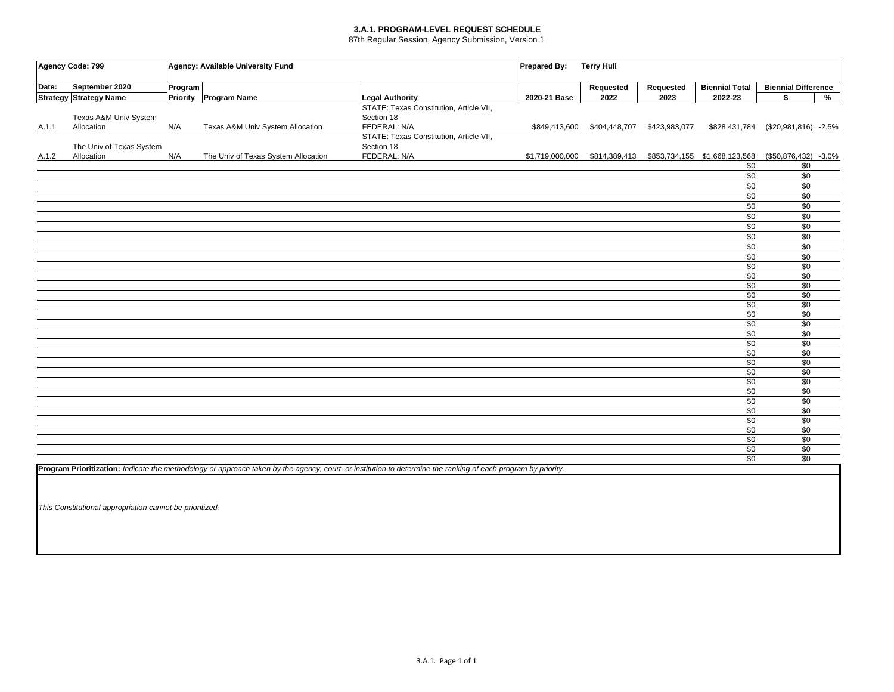**3.A.1. PROGRAM-LEVEL REQUEST SCHEDULE**

87th Regular Session, Agency Submission, Version 1

| Agency Code: 799 | | Agency: Available University Fund | | | Prepared By: | Terry Hull | | | | |
|---|---|---|---|---|---|---|---|---|---|---|
| **Date:** | **September 2020** | **Program** | | | | **Requested** | **Requested** | **Biennial Total** | **Biennial Difference** | |
| **Strategy** | **Strategy Name** | **Priority** | **Program Name** | **Legal Authority** | **2020-21 Base** | **2022** | **2023** | **2022-23** | **$** | **%** |
| A.1.1 | Texas A&M Univ System Allocation | N/A | Texas A&M Univ System Allocation | STATE: Texas Constitution, Article VII, Section 18 FEDERAL: N/A | $849,413,600 | $404,448,707 | $423,983,077 | $828,431,784 | ($20,981,816) | -2.5% |
| A.1.2 | The Univ of Texas System Allocation | N/A | The Univ of Texas System Allocation | STATE: Texas Constitution, Article VII, Section 18 FEDERAL: N/A | $1,719,000,000 | $814,389,413 | $853,734,155 | $1,668,123,568 | ($50,876,432) | -3.0% |
| | | | | | | | | $0 | $0 | |
| | | | | | | | | $0 | $0 | |
| | | | | | | | | $0 | $0 | |
| | | | | | | | | $0 | $0 | |
| | | | | | | | | $0 | $0 | |
| | | | | | | | | $0 | $0 | |
| | | | | | | | | $0 | $0 | |
| | | | | | | | | $0 | $0 | |
| | | | | | | | | $0 | $0 | |
| | | | | | | | | $0 | $0 | |
| | | | | | | | | $0 | $0 | |
| | | | | | | | | $0 | $0 | |
| | | | | | | | | $0 | $0 | |
| | | | | | | | | $0 | $0 | |
| | | | | | | | | $0 | $0 | |
| | | | | | | | | $0 | $0 | |
| | | | | | | | | $0 | $0 | |
| | | | | | | | | $0 | $0 | |
| | | | | | | | | $0 | $0 | |
| | | | | | | | | $0 | $0 | |
| | | | | | | | | $0 | $0 | |
| | | | | | | | | $0 | $0 | |
| | | | | | | | | $0 | $0 | |
| | | | | | | | | $0 | $0 | |
| | | | | | | | | $0 | $0 | |
| | | | | | | | | $0 | $0 | |
| | | | | | | | | $0 | $0 | |
| | | | | | | | | $0 | $0 | |
| | | | | | | | | $0 | $0 | |

**Program Prioritization:** *Indicate the methodology or approach taken by the agency, court, or institution to determine the ranking of each program by priority.*

*This Constitutional appropriation cannot be prioritized.*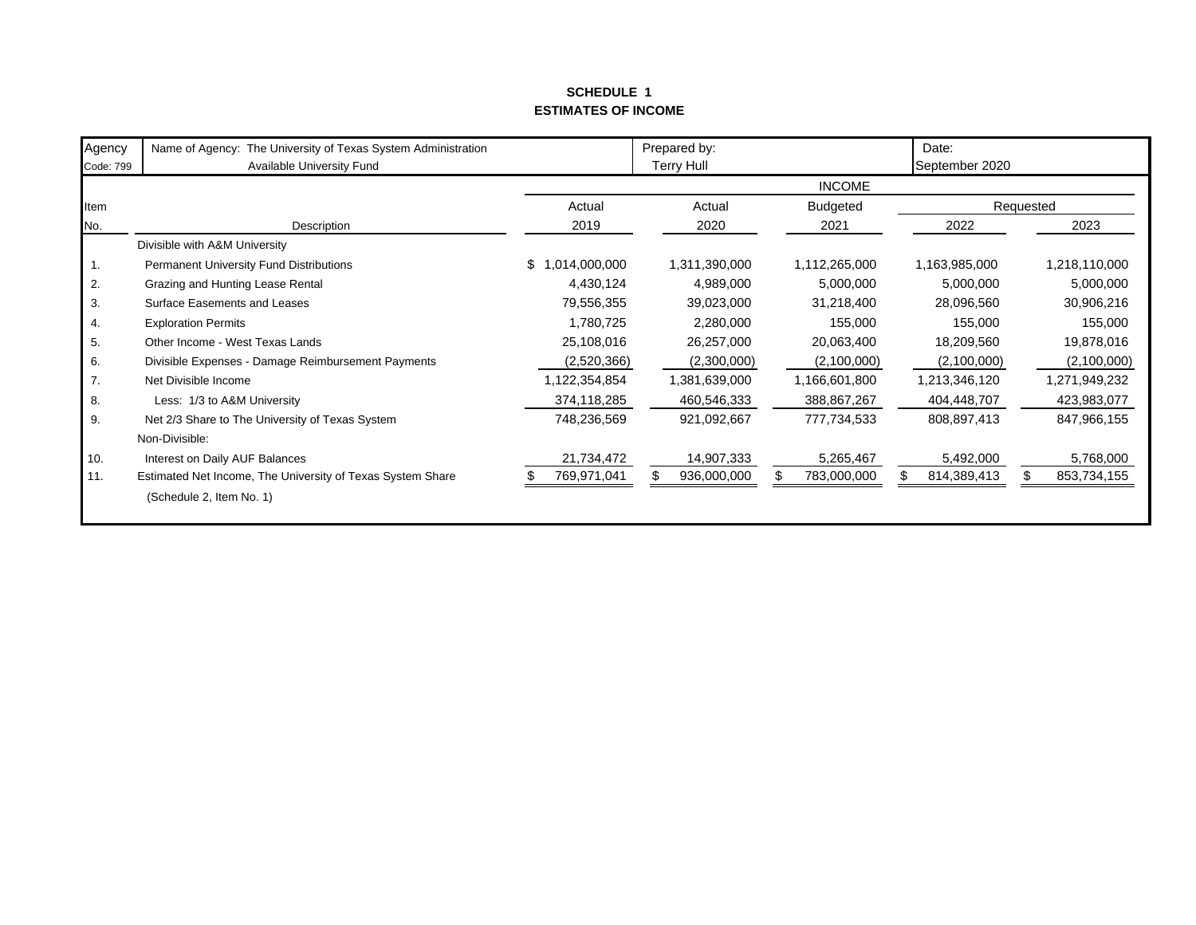**SCHEDULE 1**
**ESTIMATES OF INCOME**

| Agency Code: 799 | Name of Agency: The University of Texas System Administration Available University Fund | Prepared by: Terry Hull | | Date: September 2020 | |
|---|---|---|---|---|---|
| | | INCOME | | | |
| Item No. | Description | Actual 2019 | Actual 2020 | Budgeted 2021 | Requested 2022 | Requested 2023 |
| | Divisible with A&M University | | | | | |
| 1. | Permanent University Fund Distributions | $ 1,014,000,000 | 1,311,390,000 | 1,112,265,000 | 1,163,985,000 | 1,218,110,000 |
| 2. | Grazing and Hunting Lease Rental | 4,430,124 | 4,989,000 | 5,000,000 | 5,000,000 | 5,000,000 |
| 3. | Surface Easements and Leases | 79,556,355 | 39,023,000 | 31,218,400 | 28,096,560 | 30,906,216 |
| 4. | Exploration Permits | 1,780,725 | 2,280,000 | 155,000 | 155,000 | 155,000 |
| 5. | Other Income - West Texas Lands | 25,108,016 | 26,257,000 | 20,063,400 | 18,209,560 | 19,878,016 |
| 6. | Divisible Expenses - Damage Reimbursement Payments | (2,520,366) | (2,300,000) | (2,100,000) | (2,100,000) | (2,100,000) |
| 7. | Net Divisible Income | 1,122,354,854 | 1,381,639,000 | 1,166,601,800 | 1,213,346,120 | 1,271,949,232 |
| 8. | Less: 1/3 to A&M University | 374,118,285 | 460,546,333 | 388,867,267 | 404,448,707 | 423,983,077 |
| 9. | Net 2/3 Share to The University of Texas System | 748,236,569 | 921,092,667 | 777,734,533 | 808,897,413 | 847,966,155 |
| | Non-Divisible: | | | | | |
| 10. | Interest on Daily AUF Balances | 21,734,472 | 14,907,333 | 5,265,467 | 5,492,000 | 5,768,000 |
| 11. | Estimated Net Income, The University of Texas System Share (Schedule 2, Item No. 1) | $ 769,971,041 | $ 936,000,000 | $ 783,000,000 | $ 814,389,413 | $ 853,734,155 |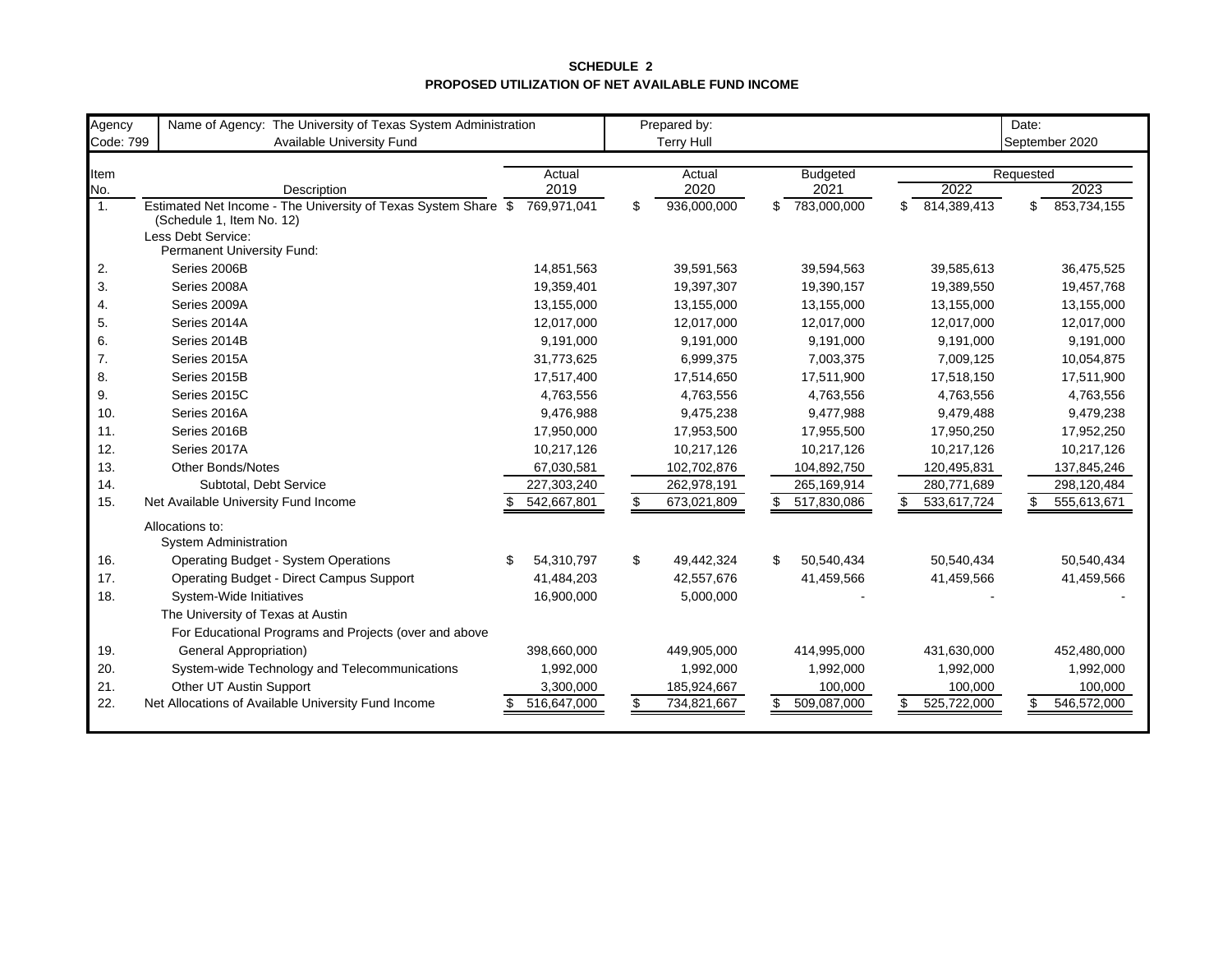**SCHEDULE 2**
**PROPOSED UTILIZATION OF NET AVAILABLE FUND INCOME**

| Agency Code: 799 | Name of Agency: The University of Texas System Administration<br>Available University Fund | Prepared by:<br>Terry Hull | | Date:<br>September 2020 | |
|---|---|---|---|---|---|
| **Item No.** | **Description** | **Actual 2019** | **Actual 2020** | **Budgeted 2021** | **Requested 2022** | **Requested 2023** |
| 1. | Estimated Net Income - The University of Texas System Share (Schedule 1, Item No. 12) | $ 769,971,041 | $ 936,000,000 | $ 783,000,000 | $ 814,389,413 | $ 853,734,155 |
| | Less Debt Service: | | | | | |
| | Permanent University Fund: | | | | | |
| 2. | Series 2006B | 14,851,563 | 39,591,563 | 39,594,563 | 39,585,613 | 36,475,525 |
| 3. | Series 2008A | 19,359,401 | 19,397,307 | 19,390,157 | 19,389,550 | 19,457,768 |
| 4. | Series 2009A | 13,155,000 | 13,155,000 | 13,155,000 | 13,155,000 | 13,155,000 |
| 5. | Series 2014A | 12,017,000 | 12,017,000 | 12,017,000 | 12,017,000 | 12,017,000 |
| 6. | Series 2014B | 9,191,000 | 9,191,000 | 9,191,000 | 9,191,000 | 9,191,000 |
| 7. | Series 2015A | 31,773,625 | 6,999,375 | 7,003,375 | 7,009,125 | 10,054,875 |
| 8. | Series 2015B | 17,517,400 | 17,514,650 | 17,511,900 | 17,518,150 | 17,511,900 |
| 9. | Series 2015C | 4,763,556 | 4,763,556 | 4,763,556 | 4,763,556 | 4,763,556 |
| 10. | Series 2016A | 9,476,988 | 9,475,238 | 9,477,988 | 9,479,488 | 9,479,238 |
| 11. | Series 2016B | 17,950,000 | 17,953,500 | 17,955,500 | 17,950,250 | 17,952,250 |
| 12. | Series 2017A | 10,217,126 | 10,217,126 | 10,217,126 | 10,217,126 | 10,217,126 |
| 13. | Other Bonds/Notes | 67,030,581 | 102,702,876 | 104,892,750 | 120,495,831 | 137,845,246 |
| 14. | Subtotal, Debt Service | 227,303,240 | 262,978,191 | 265,169,914 | 280,771,689 | 298,120,484 |
| 15. | Net Available University Fund Income | $ 542,667,801 | $ 673,021,809 | $ 517,830,086 | $ 533,617,724 | $ 555,613,671 |
| | Allocations to: | | | | | |
| | System Administration | | | | | |
| 16. | Operating Budget - System Operations | $ 54,310,797 | $ 49,442,324 | $ 50,540,434 | 50,540,434 | 50,540,434 |
| 17. | Operating Budget - Direct Campus Support | 41,484,203 | 42,557,676 | 41,459,566 | 41,459,566 | 41,459,566 |
| 18. | System-Wide Initiatives | 16,900,000 | 5,000,000 | - | - | - |
| | The University of Texas at Austin | | | | | |
| | For Educational Programs and Projects (over and above | | | | | |
| 19. | General Appropriation) | 398,660,000 | 449,905,000 | 414,995,000 | 431,630,000 | 452,480,000 |
| 20. | System-wide Technology and Telecommunications | 1,992,000 | 1,992,000 | 1,992,000 | 1,992,000 | 1,992,000 |
| 21. | Other UT Austin Support | 3,300,000 | 185,924,667 | 100,000 | 100,000 | 100,000 |
| 22. | Net Allocations of Available University Fund Income | $ 516,647,000 | $ 734,821,667 | $ 509,087,000 | $ 525,722,000 | $ 546,572,000 |